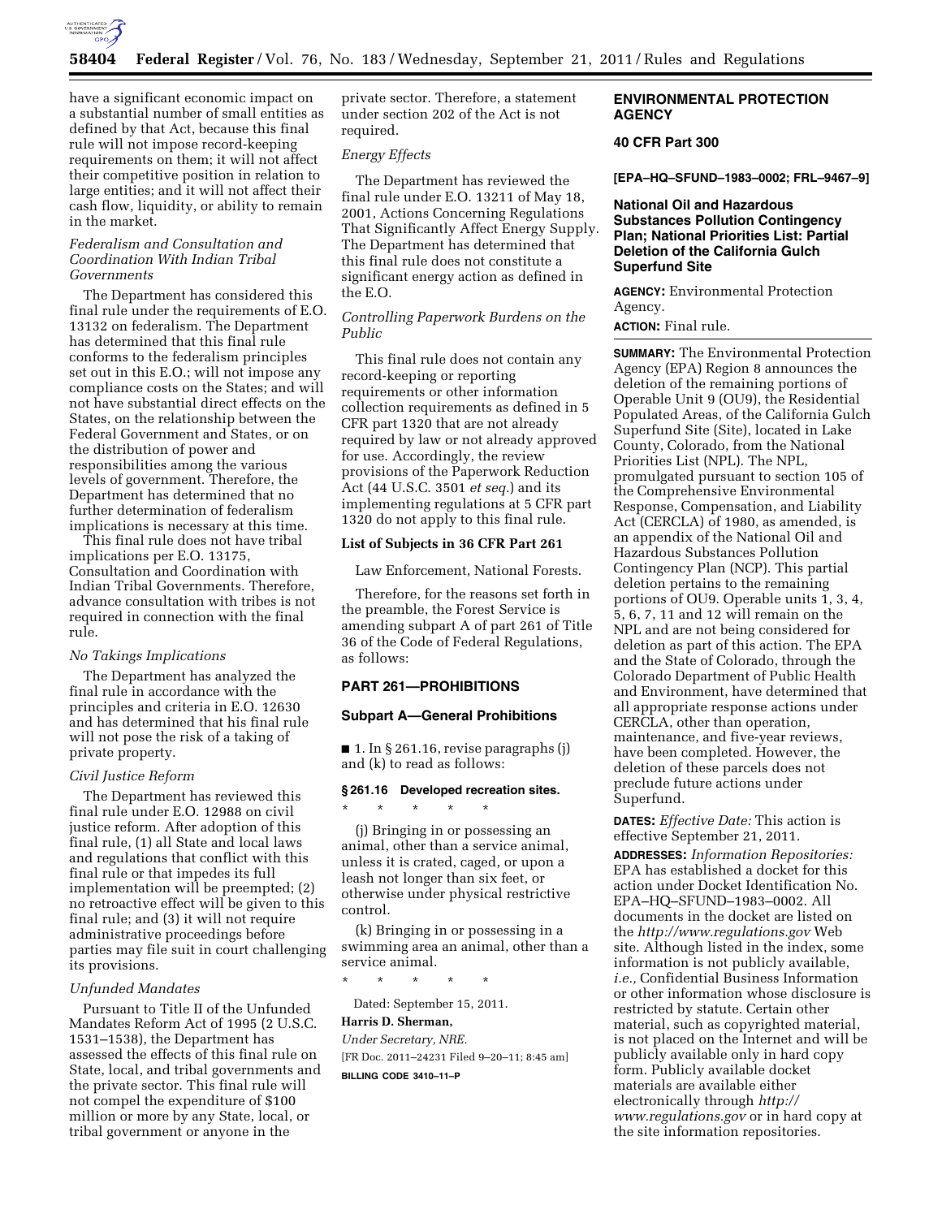have a significant economic impact on a substantial number of small entities as defined by that Act, because this final rule will not impose record-keeping requirements on them; it will not affect their competitive position in relation to large entities; and it will not affect their cash flow, liquidity, or ability to remain in the market.

*Federalism and Consultation and Coordination With Indian Tribal Governments*

The Department has considered this final rule under the requirements of E.O. 13132 on federalism. The Department has determined that this final rule conforms to the federalism principles set out in this E.O.; will not impose any compliance costs on the States; and will not have substantial direct effects on the States, on the relationship between the Federal Government and States, or on the distribution of power and responsibilities among the various levels of government. Therefore, the Department has determined that no further determination of federalism implications is necessary at this time.

This final rule does not have tribal implications per E.O. 13175, Consultation and Coordination with Indian Tribal Governments. Therefore, advance consultation with tribes is not required in connection with the final rule.

*No Takings Implications*

The Department has analyzed the final rule in accordance with the principles and criteria in E.O. 12630 and has determined that his final rule will not pose the risk of a taking of private property.

*Civil Justice Reform*

The Department has reviewed this final rule under E.O. 12988 on civil justice reform. After adoption of this final rule, (1) all State and local laws and regulations that conflict with this final rule or that impedes its full implementation will be preempted; (2) no retroactive effect will be given to this final rule; and (3) it will not require administrative proceedings before parties may file suit in court challenging its provisions.

*Unfunded Mandates*

Pursuant to Title II of the Unfunded Mandates Reform Act of 1995 (2 U.S.C. 1531–1538), the Department has assessed the effects of this final rule on State, local, and tribal governments and the private sector. This final rule will not compel the expenditure of $100 million or more by any State, local, or tribal government or anyone in the private sector. Therefore, a statement under section 202 of the Act is not required.

*Energy Effects*

The Department has reviewed the final rule under E.O. 13211 of May 18, 2001, Actions Concerning Regulations That Significantly Affect Energy Supply. The Department has determined that this final rule does not constitute a significant energy action as defined in the E.O.

*Controlling Paperwork Burdens on the Public*

This final rule does not contain any record-keeping or reporting requirements or other information collection requirements as defined in 5 CFR part 1320 that are not already required by law or not already approved for use. Accordingly, the review provisions of the Paperwork Reduction Act (44 U.S.C. 3501 *et seq.*) and its implementing regulations at 5 CFR part 1320 do not apply to this final rule.

**List of Subjects in 36 CFR Part 261**

Law Enforcement, National Forests.

Therefore, for the reasons set forth in the preamble, the Forest Service is amending subpart A of part 261 of Title 36 of the Code of Federal Regulations, as follows:

## PART 261—PROHIBITIONS

### Subpart A—General Prohibitions

■ 1. In § 261.16, revise paragraphs (j) and (k) to read as follows:

**§ 261.16 Developed recreation sites.**

\* \* \* \* \*

(j) Bringing in or possessing an animal, other than a service animal, unless it is crated, caged, or upon a leash not longer than six feet, or otherwise under physical restrictive control.

(k) Bringing in or possessing in a swimming area an animal, other than a service animal.

\* \* \* \* \*

Dated: September 15, 2011.

**Harris D. Sherman,**

*Under Secretary, NRE.*

[FR Doc. 2011–24231 Filed 9–20–11; 8:45 am]

**BILLING CODE 3410–11–P**

## ENVIRONMENTAL PROTECTION AGENCY

### 40 CFR Part 300

**[EPA–HQ–SFUND–1983–0002; FRL–9467–9]**

### National Oil and Hazardous Substances Pollution Contingency Plan; National Priorities List: Partial Deletion of the California Gulch Superfund Site

**AGENCY:** Environmental Protection Agency.

**ACTION:** Final rule.

**SUMMARY:** The Environmental Protection Agency (EPA) Region 8 announces the deletion of the remaining portions of Operable Unit 9 (OU9), the Residential Populated Areas, of the California Gulch Superfund Site (Site), located in Lake County, Colorado, from the National Priorities List (NPL). The NPL, promulgated pursuant to section 105 of the Comprehensive Environmental Response, Compensation, and Liability Act (CERCLA) of 1980, as amended, is an appendix of the National Oil and Hazardous Substances Pollution Contingency Plan (NCP). This partial deletion pertains to the remaining portions of OU9. Operable units 1, 3, 4, 5, 6, 7, 11 and 12 will remain on the NPL and are not being considered for deletion as part of this action. The EPA and the State of Colorado, through the Colorado Department of Public Health and Environment, have determined that all appropriate response actions under CERCLA, other than operation, maintenance, and five-year reviews, have been completed. However, the deletion of these parcels does not preclude future actions under Superfund.

**DATES:** *Effective Date:* This action is effective September 21, 2011.

**ADDRESSES:** *Information Repositories:* EPA has established a docket for this action under Docket Identification No. EPA–HQ–SFUND–1983–0002. All documents in the docket are listed on the *http://www.regulations.gov* Web site. Although listed in the index, some information is not publicly available, *i.e.,* Confidential Business Information or other information whose disclosure is restricted by statute. Certain other material, such as copyrighted material, is not placed on the Internet and will be publicly available only in hard copy form. Publicly available docket materials are available either electronically through *http://www.regulations.gov* or in hard copy at the site information repositories.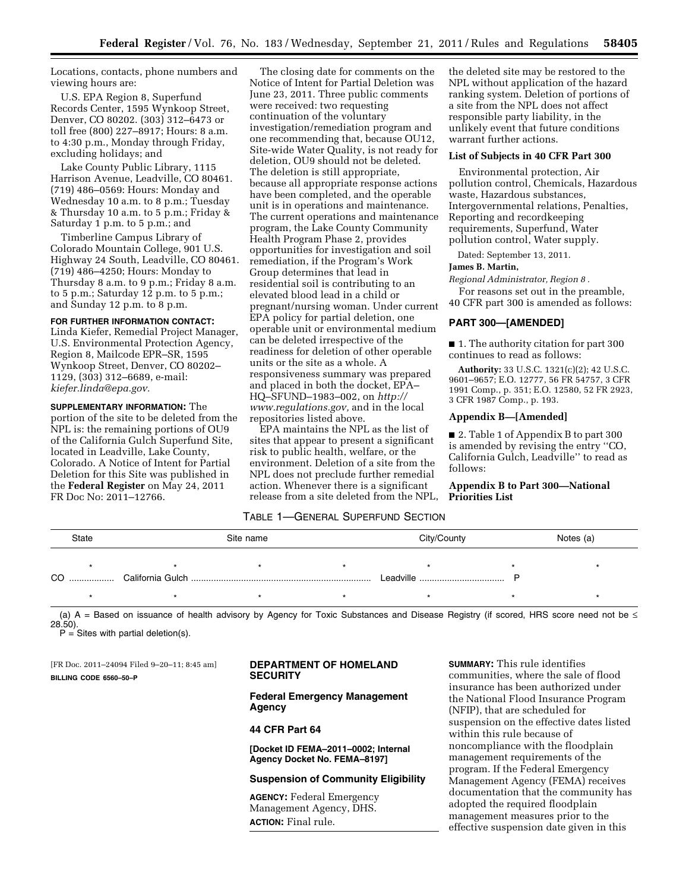Locations, contacts, phone numbers and viewing hours are:

U.S. EPA Region 8, Superfund Records Center, 1595 Wynkoop Street, Denver, CO 80202. (303) 312–6473 or toll free (800) 227–8917; Hours: 8 a.m. to 4:30 p.m., Monday through Friday, excluding holidays; and

Lake County Public Library, 1115 Harrison Avenue, Leadville, CO 80461. (719) 486–0569: Hours: Monday and Wednesday 10 a.m. to 8 p.m.; Tuesday & Thursday 10 a.m. to 5 p.m.; Friday & Saturday 1 p.m. to 5 p.m.; and

Timberline Campus Library of Colorado Mountain College, 901 U.S. Highway 24 South, Leadville, CO 80461. (719) 486–4250; Hours: Monday to Thursday 8 a.m. to 9 p.m.; Friday 8 a.m. to 5 p.m.; Saturday 12 p.m. to 5 p.m.; and Sunday 12 p.m. to 8 p.m.

**FOR FURTHER INFORMATION CONTACT:** Linda Kiefer, Remedial Project Manager, U.S. Environmental Protection Agency, Region 8, Mailcode EPR–SR, 1595 Wynkoop Street, Denver, CO 80202–1129, (303) 312–6689, e-mail: *kiefer.linda@epa.gov.*

**SUPPLEMENTARY INFORMATION:** The portion of the site to be deleted from the NPL is: the remaining portions of OU9 of the California Gulch Superfund Site, located in Leadville, Lake County, Colorado. A Notice of Intent for Partial Deletion for this Site was published in the **Federal Register** on May 24, 2011 FR Doc No: 2011–12766.

The closing date for comments on the Notice of Intent for Partial Deletion was June 23, 2011. Three public comments were received: two requesting continuation of the voluntary investigation/remediation program and one recommending that, because OU12, Site-wide Water Quality, is not ready for deletion, OU9 should not be deleted. The deletion is still appropriate, because all appropriate response actions have been completed, and the operable unit is in operations and maintenance. The current operations and maintenance program, the Lake County Community Health Program Phase 2, provides opportunities for investigation and soil remediation, if the Program's Work Group determines that lead in residential soil is contributing to an elevated blood lead in a child or pregnant/nursing woman. Under current EPA policy for partial deletion, one operable unit or environmental medium can be deleted irrespective of the readiness for deletion of other operable units or the site as a whole. A responsiveness summary was prepared and placed in both the docket, EPA–HQ–SFUND–1983–002, on *http://www.regulations.gov,* and in the local repositories listed above.

EPA maintains the NPL as the list of sites that appear to present a significant risk to public health, welfare, or the environment. Deletion of a site from the NPL does not preclude further remedial action. Whenever there is a significant release from a site deleted from the NPL, the deleted site may be restored to the NPL without application of the hazard ranking system. Deletion of portions of a site from the NPL does not affect responsible party liability, in the unlikely event that future conditions warrant further actions.

### List of Subjects in 40 CFR Part 300

Environmental protection, Air pollution control, Chemicals, Hazardous waste, Hazardous substances, Intergovernmental relations, Penalties, Reporting and recordkeeping requirements, Superfund, Water pollution control, Water supply.

Dated: September 13, 2011.

**James B. Martin,**

*Regional Administrator, Region 8 .*

For reasons set out in the preamble, 40 CFR part 300 is amended as follows:

## PART 300—[AMENDED]

■ 1. The authority citation for part 300 continues to read as follows:

**Authority:** 33 U.S.C. 1321(c)(2); 42 U.S.C. 9601–9657; E.O. 12777, 56 FR 54757, 3 CFR 1991 Comp., p. 351; E.O. 12580, 52 FR 2923, 3 CFR 1987 Comp., p. 193.

### Appendix B—[Amended]

■ 2. Table 1 of Appendix B to part 300 is amended by revising the entry ''CO, California Gulch, Leadville'' to read as follows:

### Appendix B to Part 300—National Priorities List

TABLE 1—GENERAL SUPERFUND SECTION

| State | Site name | City/County | Notes (a) |
|---|---|---|---|
| * | * | * | * |
| CO | California Gulch | Leadville | P |
| * | * | * | * |

(a) A = Based on issuance of health advisory by Agency for Toxic Substances and Disease Registry (if scored, HRS score need not be ≤ 28.50).
P = Sites with partial deletion(s).

[FR Doc. 2011–24094 Filed 9–20–11; 8:45 am]

**BILLING CODE 6560–50–P**

## DEPARTMENT OF HOMELAND SECURITY

## Federal Emergency Management Agency

## 44 CFR Part 64

**[Docket ID FEMA–2011–0002; Internal Agency Docket No. FEMA–8197]**

## Suspension of Community Eligibility

**AGENCY:** Federal Emergency Management Agency, DHS.

**ACTION:** Final rule.

**SUMMARY:** This rule identifies communities, where the sale of flood insurance has been authorized under the National Flood Insurance Program (NFIP), that are scheduled for suspension on the effective dates listed within this rule because of noncompliance with the floodplain management requirements of the program. If the Federal Emergency Management Agency (FEMA) receives documentation that the community has adopted the required floodplain management measures prior to the effective suspension date given in this